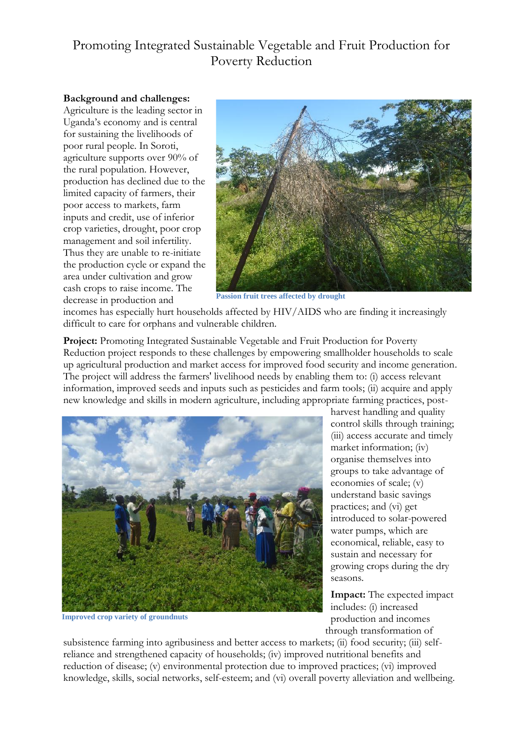# Promoting Integrated Sustainable Vegetable and Fruit Production for Poverty Reduction

**Background and challenges:** Agriculture is the leading sector in Uganda's economy and is central for sustaining the livelihoods of poor rural people. In Soroti, agriculture supports over 90% of the rural population. However, production has declined due to the limited capacity of farmers, their poor access to markets, farm inputs and credit, use of inferior crop varieties, drought, poor crop management and soil infertility. Thus they are unable to re-initiate the production cycle or expand the area under cultivation and grow cash crops to raise income. The decrease in production and incomes has especially hurt households affected by HIV/AIDS who are finding it increasingly difficult to care for orphans and vulnerable children.

Passion fruit trees affected by drought

**Project:** Promoting Integrated Sustainable Vegetable and Fruit Production for Poverty Reduction project responds to these challenges by empowering smallholder households to scale up agricultural production and market access for improved food security and income generation. The project will address the farmers' livelihood needs by enabling them to: (i) access relevant information, improved seeds and inputs such as pesticides and farm tools; (ii) acquire and apply new knowledge and skills in modern agriculture, including appropriate farming practices, post-harvest handling and quality control skills through training; (iii) access accurate and timely market information; (iv) organise themselves into groups to take advantage of economies of scale; (v) understand basic savings practices; and (vi) get introduced to solar-powered water pumps, which are economical, reliable, easy to sustain and necessary for growing crops during the dry seasons.

Improved crop variety of groundnuts

**Impact:** The expected impact includes: (i) increased production and incomes through transformation of subsistence farming into agribusiness and better access to markets; (ii) food security; (iii) self-reliance and strengthened capacity of households; (iv) improved nutritional benefits and reduction of disease; (v) environmental protection due to improved practices; (vi) improved knowledge, skills, social networks, self-esteem; and (vi) overall poverty alleviation and wellbeing.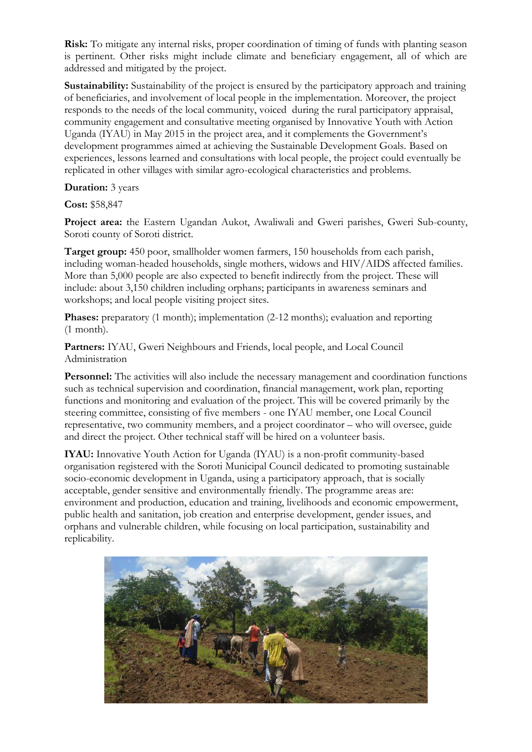**Risk:** To mitigate any internal risks, proper coordination of timing of funds with planting season is pertinent. Other risks might include climate and beneficiary engagement, all of which are addressed and mitigated by the project.

**Sustainability:** Sustainability of the project is ensured by the participatory approach and training of beneficiaries, and involvement of local people in the implementation. Moreover, the project responds to the needs of the local community, voiced during the rural participatory appraisal, community engagement and consultative meeting organised by Innovative Youth with Action Uganda (IYAU) in May 2015 in the project area, and it complements the Government's development programmes aimed at achieving the Sustainable Development Goals. Based on experiences, lessons learned and consultations with local people, the project could eventually be replicated in other villages with similar agro-ecological characteristics and problems.

**Duration:** 3 years

**Cost:** $58,847

**Project area:** the Eastern Ugandan Aukot, Awaliwali and Gweri parishes, Gweri Sub-county, Soroti county of Soroti district.

**Target group:** 450 poor, smallholder women farmers, 150 households from each parish, including woman-headed households, single mothers, widows and HIV/AIDS affected families. More than 5,000 people are also expected to benefit indirectly from the project. These will include: about 3,150 children including orphans; participants in awareness seminars and workshops; and local people visiting project sites.

**Phases:** preparatory (1 month); implementation (2-12 months); evaluation and reporting (1 month).

**Partners:** IYAU, Gweri Neighbours and Friends, local people, and Local Council Administration

**Personnel:** The activities will also include the necessary management and coordination functions such as technical supervision and coordination, financial management, work plan, reporting functions and monitoring and evaluation of the project. This will be covered primarily by the steering committee, consisting of five members - one IYAU member, one Local Council representative, two community members, and a project coordinator – who will oversee, guide and direct the project. Other technical staff will be hired on a volunteer basis.

**IYAU:** Innovative Youth Action for Uganda (IYAU) is a non-profit community-based organisation registered with the Soroti Municipal Council dedicated to promoting sustainable socio-economic development in Uganda, using a participatory approach, that is socially acceptable, gender sensitive and environmentally friendly. The programme areas are: environment and production, education and training, livelihoods and economic empowerment, public health and sanitation, job creation and enterprise development, gender issues, and orphans and vulnerable children, while focusing on local participation, sustainability and replicability.